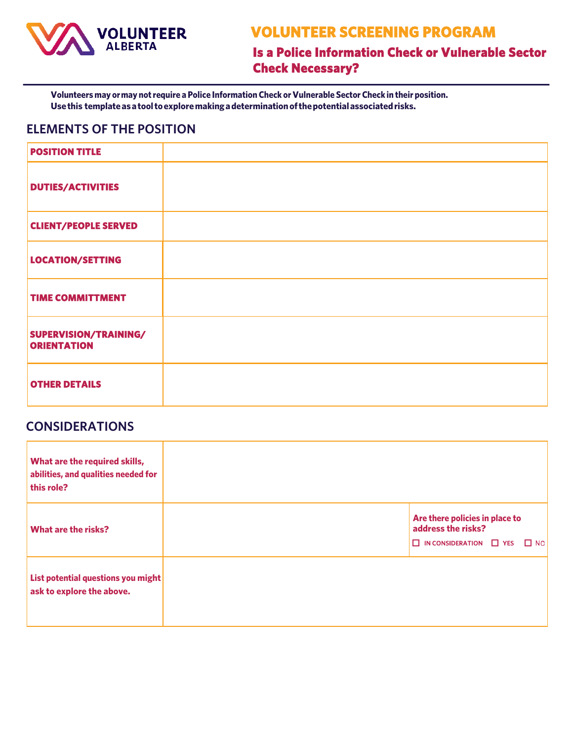VOLUNTEER ALBERTA

# VOLUNTEER SCREENING PROGRAM

## Is a Police Information Check or Vulnerable Sector Check Necessary?

**Volunteers may or may not require a Police Information Check or Vulnerable Sector Check in their position. Use this template as a tool to explore making a determination of the potential associated risks.**

## ELEMENTS OF THE POSITION

| | |
|---|---|
| **POSITION TITLE** | |
| **DUTIES/ACTIVITIES** | |
| **CLIENT/PEOPLE SERVED** | |
| **LOCATION/SETTING** | |
| **TIME COMMITTMENT** | |
| **SUPERVISION/TRAINING/ ORIENTATION** | |
| **OTHER DETAILS** | |

## CONSIDERATIONS

| | | |
|---|---|---|
| **What are the required skills, abilities, and qualities needed for this role?** | | |
| **What are the risks?** | | **Are there policies in place to address the risks?** ☐ IN CONSIDERATION ☐ YES ☐ NO |
| **List potential questions you might ask to explore the above.** | | |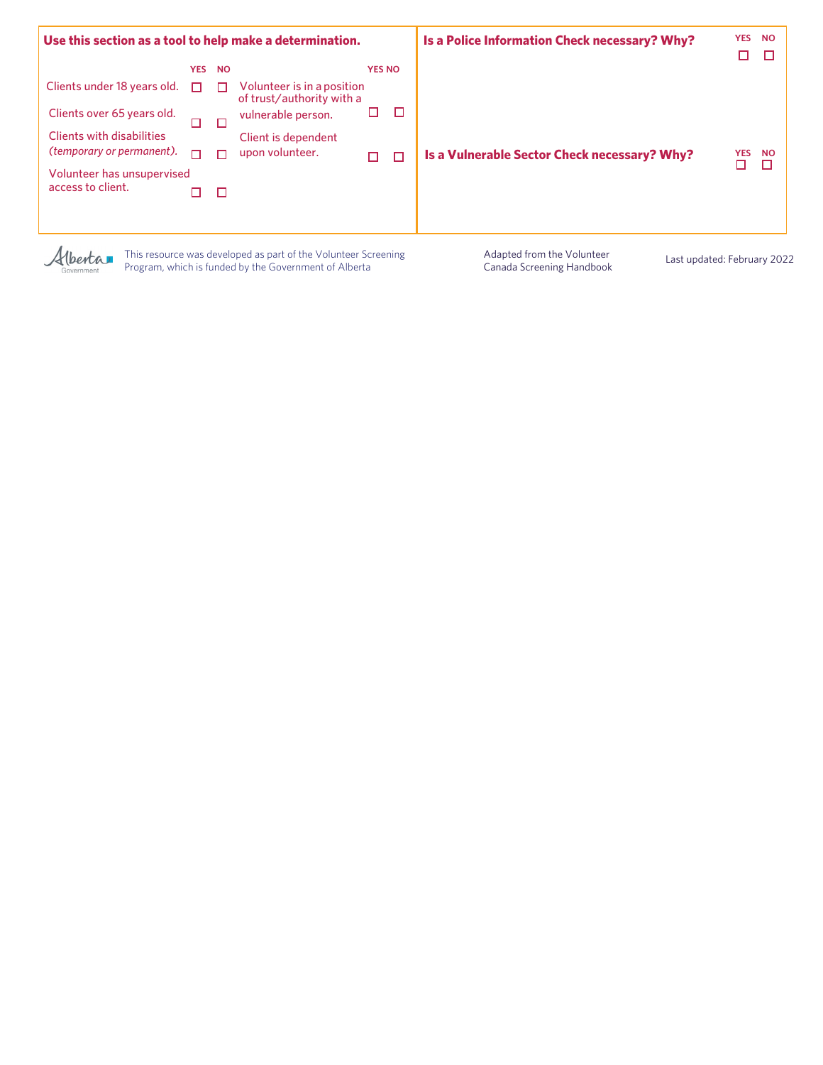**Use this section as a tool to help make a determination.**

| | YES | NO |
|---|---|---|
| Clients under 18 years old. | ☐ | ☐ |
| Clients over 65 years old. | ☐ | ☐ |
| Clients with disabilities *(temporary or permanent).* | ☐ | ☐ |
| Volunteer has unsupervised access to client. | ☐ | ☐ |
| Volunteer is in a position of trust/authority with a vulnerable person. | ☐ | ☐ |
| Client is dependent upon volunteer. | ☐ | ☐ |

**Is a Police Information Check necessary? Why?** YES ☐ NO ☐

**Is a Vulnerable Sector Check necessary? Why?** YES ☐ NO ☐

This resource was developed as part of the Volunteer Screening Program, which is funded by the Government of Alberta

Adapted from the Volunteer Canada Screening Handbook

Last updated: February 2022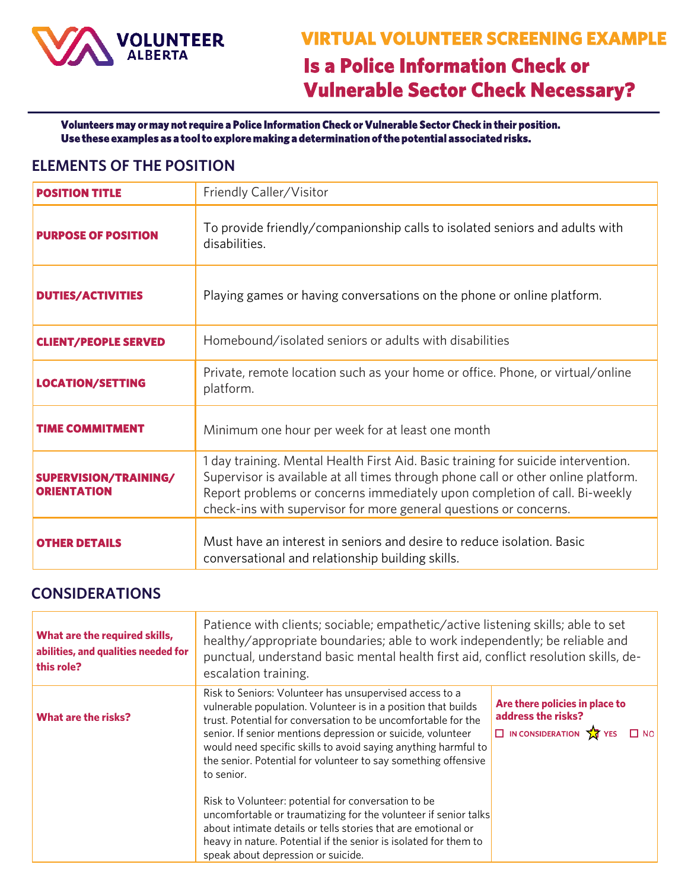# VIRTUAL VOLUNTEER SCREENING EXAMPLE

## Is a Police Information Check or Vulnerable Sector Check Necessary?

**Volunteers may or may not require a Police Information Check or Vulnerable Sector Check in their position. Use these examples as a tool to explore making a determination of the potential associated risks.**

## ELEMENTS OF THE POSITION

| | |
|---|---|
| **POSITION TITLE** | Friendly Caller/Visitor |
| **PURPOSE OF POSITION** | To provide friendly/companionship calls to isolated seniors and adults with disabilities. |
| **DUTIES/ACTIVITIES** | Playing games or having conversations on the phone or online platform. |
| **CLIENT/PEOPLE SERVED** | Homebound/isolated seniors or adults with disabilities |
| **LOCATION/SETTING** | Private, remote location such as your home or office. Phone, or virtual/online platform. |
| **TIME COMMITMENT** | Minimum one hour per week for at least one month |
| **SUPERVISION/TRAINING/ ORIENTATION** | 1 day training. Mental Health First Aid. Basic training for suicide intervention. Supervisor is available at all times through phone call or other online platform. Report problems or concerns immediately upon completion of call. Bi-weekly check-ins with supervisor for more general questions or concerns. |
| **OTHER DETAILS** | Must have an interest in seniors and desire to reduce isolation. Basic conversational and relationship building skills. |

## CONSIDERATIONS

| | | |
|---|---|---|
| **What are the required skills, abilities, and qualities needed for this role?** | Patience with clients; sociable; empathetic/active listening skills; able to set healthy/appropriate boundaries; able to work independently; be reliable and punctual, understand basic mental health first aid, conflict resolution skills, de-escalation training. | |
| **What are the risks?** | Risk to Seniors: Volunteer has unsupervised access to a vulnerable population. Volunteer is in a position that builds trust. Potential for conversation to be uncomfortable for the senior. If senior mentions depression or suicide, volunteer would need specific skills to avoid saying anything harmful to the senior. Potential for volunteer to say something offensive to senior.<br><br>Risk to Volunteer: potential for conversation to be uncomfortable or traumatizing for the volunteer if senior talks about intimate details or tells stories that are emotional or heavy in nature. Potential if the senior is isolated for them to speak about depression or suicide. | **Are there policies in place to address the risks?**<br>☐ IN CONSIDERATION ★ YES ☐ NO |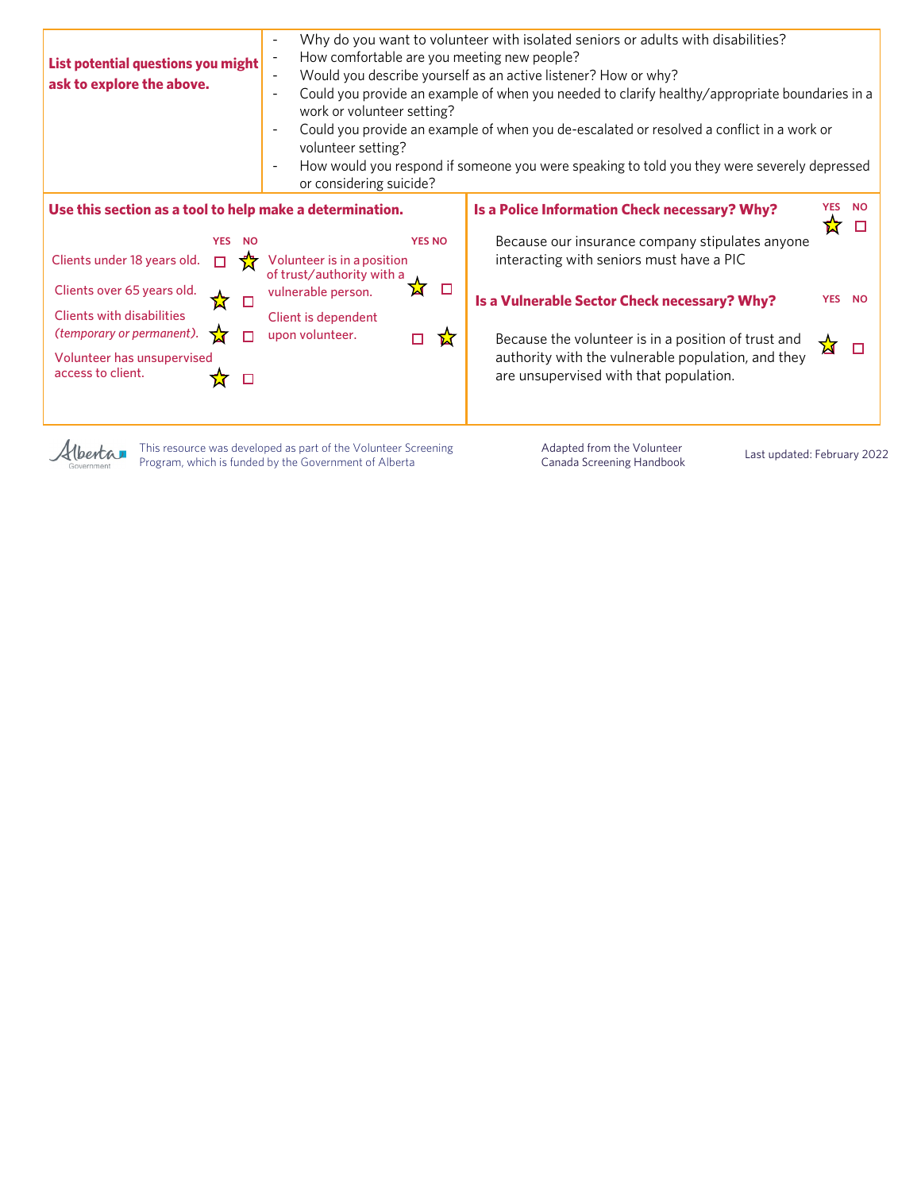**List potential questions you might ask to explore the above.**

- Why do you want to volunteer with isolated seniors or adults with disabilities?
- How comfortable are you meeting new people?
- Would you describe yourself as an active listener? How or why?
- Could you provide an example of when you needed to clarify healthy/appropriate boundaries in a work or volunteer setting?
- Could you provide an example of when you de-escalated or resolved a conflict in a work or volunteer setting?
- How would you respond if someone you were speaking to told you they were severely depressed or considering suicide?

**Use this section as a tool to help make a determination.**

| | YES | NO |
|---|---|---|
| Clients under 18 years old. | ☐ | ☆ |
| Clients over 65 years old. | ☆ | ☐ |
| Clients with disabilities *(temporary or permanent)*. | ☆ | ☐ |
| Volunteer has unsupervised access to client. | ☆ | ☐ |
| Volunteer is in a position of trust/authority with a vulnerable person. | ☆ | ☐ |
| Client is dependent upon volunteer. | ☐ | ☆ |

**Is a Police Information Check necessary? Why?** YES ☆ NO ☐

Because our insurance company stipulates anyone interacting with seniors must have a PIC

**Is a Vulnerable Sector Check necessary? Why?** YES ☆ NO ☐

Because the volunteer is in a position of trust and authority with the vulnerable population, and they are unsupervised with that population.

This resource was developed as part of the Volunteer Screening Program, which is funded by the Government of Alberta

Adapted from the Volunteer Canada Screening Handbook

Last updated: February 2022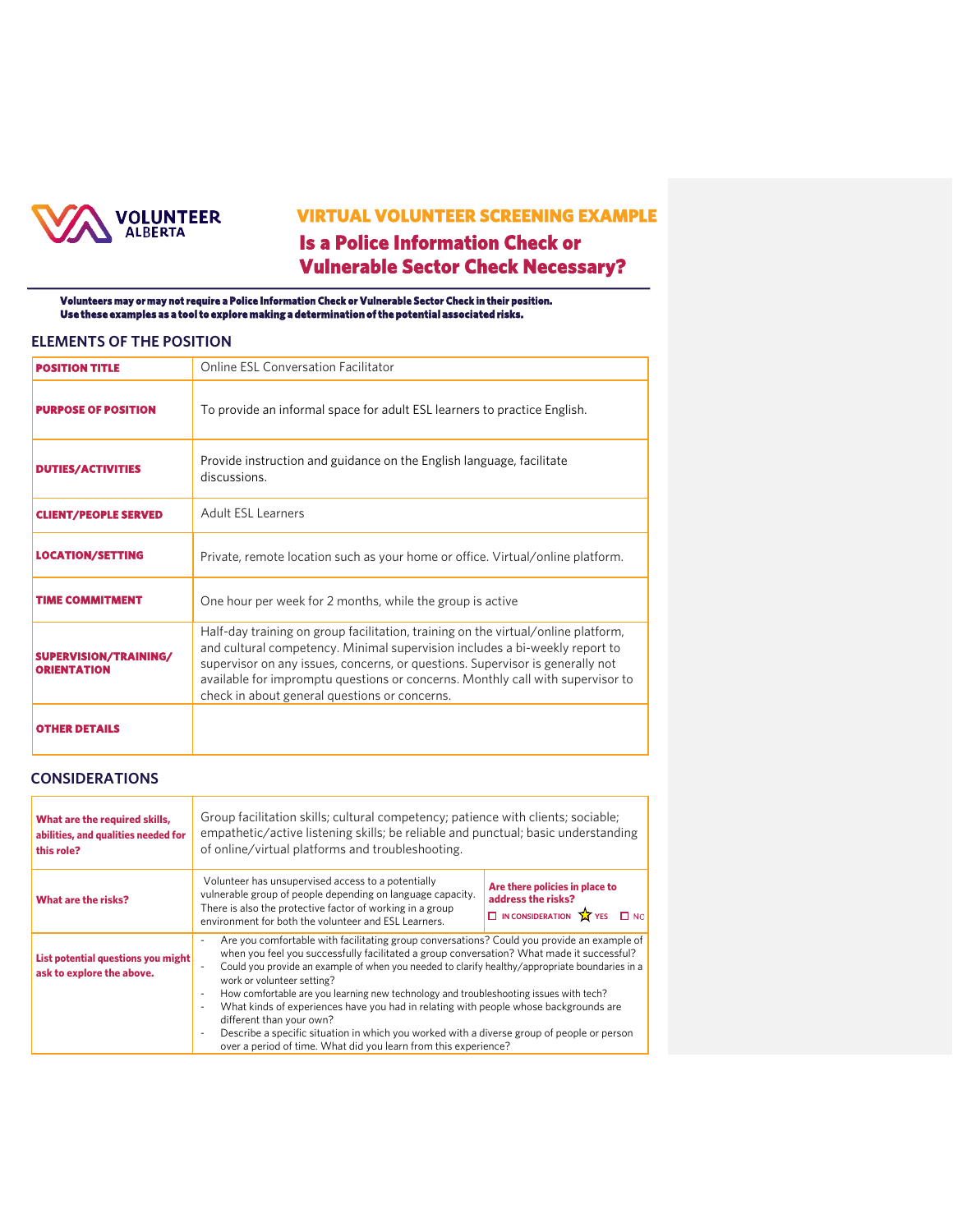VOLUNTEER ALBERTA

# VIRTUAL VOLUNTEER SCREENING EXAMPLE

## Is a Police Information Check or Vulnerable Sector Check Necessary?

**Volunteers may or may not require a Police Information Check or Vulnerable Sector Check in their position. Use these examples as a tool to explore making a determination of the potential associated risks.**

### ELEMENTS OF THE POSITION

| | |
|---|---|
| **POSITION TITLE** | Online ESL Conversation Facilitator |
| **PURPOSE OF POSITION** | To provide an informal space for adult ESL learners to practice English. |
| **DUTIES/ACTIVITIES** | Provide instruction and guidance on the English language, facilitate discussions. |
| **CLIENT/PEOPLE SERVED** | Adult ESL Learners |
| **LOCATION/SETTING** | Private, remote location such as your home or office. Virtual/online platform. |
| **TIME COMMITMENT** | One hour per week for 2 months, while the group is active |
| **SUPERVISION/TRAINING/ ORIENTATION** | Half-day training on group facilitation, training on the virtual/online platform, and cultural competency. Minimal supervision includes a bi-weekly report to supervisor on any issues, concerns, or questions. Supervisor is generally not available for impromptu questions or concerns. Monthly call with supervisor to check in about general questions or concerns. |
| **OTHER DETAILS** | |

### CONSIDERATIONS

| | | |
|---|---|---|
| **What are the required skills, abilities, and qualities needed for this role?** | Group facilitation skills; cultural competency; patience with clients; sociable; empathetic/active listening skills; be reliable and punctual; basic understanding of online/virtual platforms and troubleshooting. | |
| **What are the risks?** | Volunteer has unsupervised access to a potentially vulnerable group of people depending on language capacity. There is also the protective factor of working in a group environment for both the volunteer and ESL Learners. | **Are there policies in place to address the risks?** ☐ IN CONSIDERATION ☆ YES ☐ NO |
| **List potential questions you might ask to explore the above.** | - Are you comfortable with facilitating group conversations? Could you provide an example of when you feel you successfully facilitated a group conversation? What made it successful?<br>- Could you provide an example of when you needed to clarify healthy/appropriate boundaries in a work or volunteer setting?<br>- How comfortable are you learning new technology and troubleshooting issues with tech?<br>- What kinds of experiences have you had in relating with people whose backgrounds are different than your own?<br>- Describe a specific situation in which you worked with a diverse group of people or person over a period of time. What did you learn from this experience? | |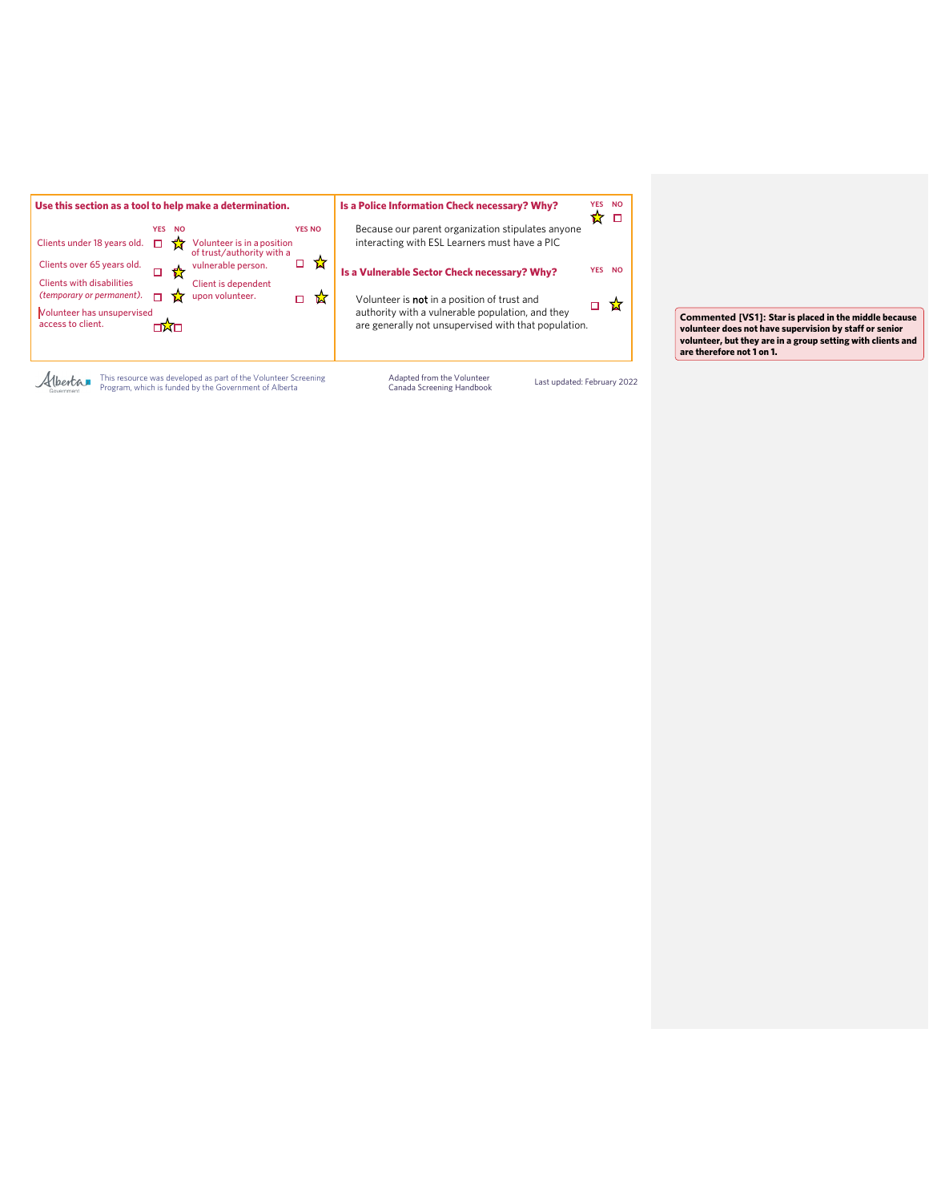**Use this section as a tool to help make a determination.**

| | YES | NO |
|---|---|---|
| Clients under 18 years old. | ☐ | ☆ |
| Clients over 65 years old. | ☐ | ☆ |
| Clients with disabilities *(temporary or permanent).* | ☐ | ☆ |
| Volunteer has unsupervised access to client. | ☐☆☐ | |

| | YES | NO |
|---|---|---|
| Volunteer is in a position of trust/authority with a vulnerable person. | ☐ | ☆ |
| Client is dependent upon volunteer. | ☐ | ☆ |

**Is a Police Information Check necessary? Why?** YES ☆ NO ☐

Because our parent organization stipulates anyone interacting with ESL Learners must have a PIC

**Is a Vulnerable Sector Check necessary? Why?** YES ☐ NO ☆

Volunteer is **not** in a position of trust and authority with a vulnerable population, and they are generally not unsupervised with that population.

**Commented [VS1]: Star is placed in the middle because volunteer does not have supervision by staff or senior volunteer, but they are in a group setting with clients and are therefore not 1 on 1.**

This resource was developed as part of the Volunteer Screening Program, which is funded by the Government of Alberta

Adapted from the Volunteer Canada Screening Handbook

Last updated: February 2022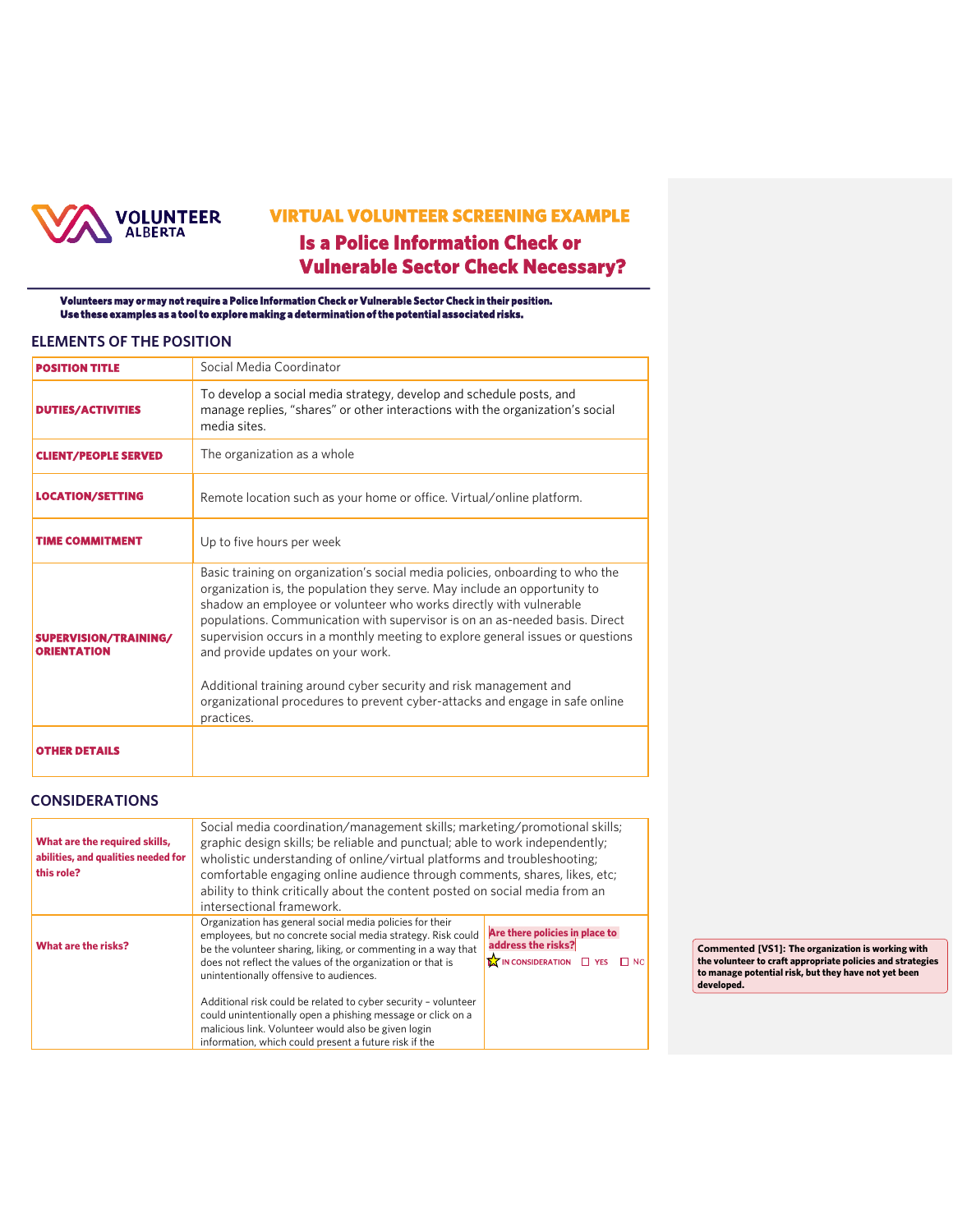# VIRTUAL VOLUNTEER SCREENING EXAMPLE

## Is a Police Information Check or Vulnerable Sector Check Necessary?

**Volunteers may or may not require a Police Information Check or Vulnerable Sector Check in their position. Use these examples as a tool to explore making a determination of the potential associated risks.**

### ELEMENTS OF THE POSITION

| | |
|---|---|
| **POSITION TITLE** | Social Media Coordinator |
| **DUTIES/ACTIVITIES** | To develop a social media strategy, develop and schedule posts, and manage replies, "shares" or other interactions with the organization's social media sites. |
| **CLIENT/PEOPLE SERVED** | The organization as a whole |
| **LOCATION/SETTING** | Remote location such as your home or office. Virtual/online platform. |
| **TIME COMMITMENT** | Up to five hours per week |
| **SUPERVISION/TRAINING/ ORIENTATION** | Basic training on organization's social media policies, onboarding to who the organization is, the population they serve. May include an opportunity to shadow an employee or volunteer who works directly with vulnerable populations. Communication with supervisor is on an as-needed basis. Direct supervision occurs in a monthly meeting to explore general issues or questions and provide updates on your work.<br><br>Additional training around cyber security and risk management and organizational procedures to prevent cyber-attacks and engage in safe online practices. |
| **OTHER DETAILS** | |

### CONSIDERATIONS

| | | |
|---|---|---|
| **What are the required skills, abilities, and qualities needed for this role?** | Social media coordination/management skills; marketing/promotional skills; graphic design skills; be reliable and punctual; able to work independently; wholistic understanding of online/virtual platforms and troubleshooting; comfortable engaging online audience through comments, shares, likes, etc; ability to think critically about the content posted on social media from an intersectional framework. | |
| **What are the risks?** | Organization has general social media policies for their employees, but no concrete social media strategy. Risk could be the volunteer sharing, liking, or commenting in a way that does not reflect the values of the organization or that is unintentionally offensive to audiences.<br><br>Additional risk could be related to cyber security – volunteer could unintentionally open a phishing message or click on a malicious link. Volunteer would also be given login information, which could present a future risk if the | **Are there policies in place to address the risks?**<br>☒ IN CONSIDERATION ☐ YES ☐ NO |

Commented [VS1]: The organization is working with the volunteer to craft appropriate policies and strategies to manage potential risk, but they have not yet been developed.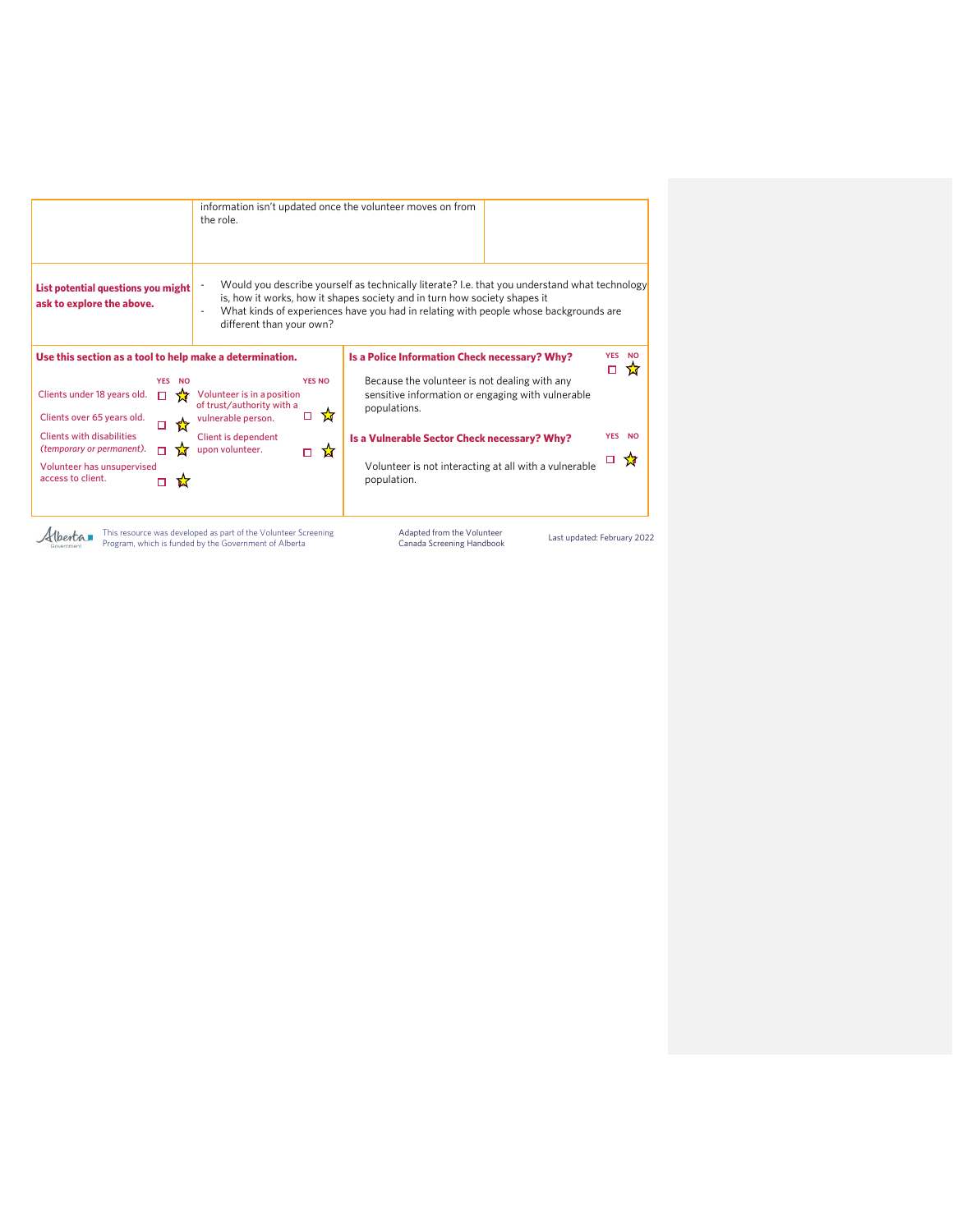| | | |
|---|---|---|
| | information isn't updated once the volunteer moves on from the role. | |
| **List potential questions you might ask to explore the above.** | - Would you describe yourself as technically literate? I.e. that you understand what technology is, how it works, how it shapes society and in turn how society shapes it<br>- What kinds of experiences have you had in relating with people whose backgrounds are different than your own? | |

**Use this section as a tool to help make a determination.**

| | YES | NO |
|---|---|---|
| Clients under 18 years old. | ☐ | ☆ |
| Clients over 65 years old. | ☐ | ☆ |
| Clients with disabilities *(temporary or permanent)*. | ☐ | ☆ |
| Volunteer has unsupervised access to client. | ☐ | ☆ |
| Volunteer is in a position of trust/authority with a vulnerable person. | ☐ | ☆ |
| Client is dependent upon volunteer. | ☐ | ☆ |

| | YES | NO |
|---|---|---|
| **Is a Police Information Check necessary? Why?**<br>Because the volunteer is not dealing with any sensitive information or engaging with vulnerable populations. | ☐ | ☆ |
| **Is a Vulnerable Sector Check necessary? Why?**<br>Volunteer is not interacting at all with a vulnerable population. | ☐ | ☆ |

This resource was developed as part of the Volunteer Screening Program, which is funded by the Government of Alberta

Adapted from the Volunteer Canada Screening Handbook

Last updated: February 2022